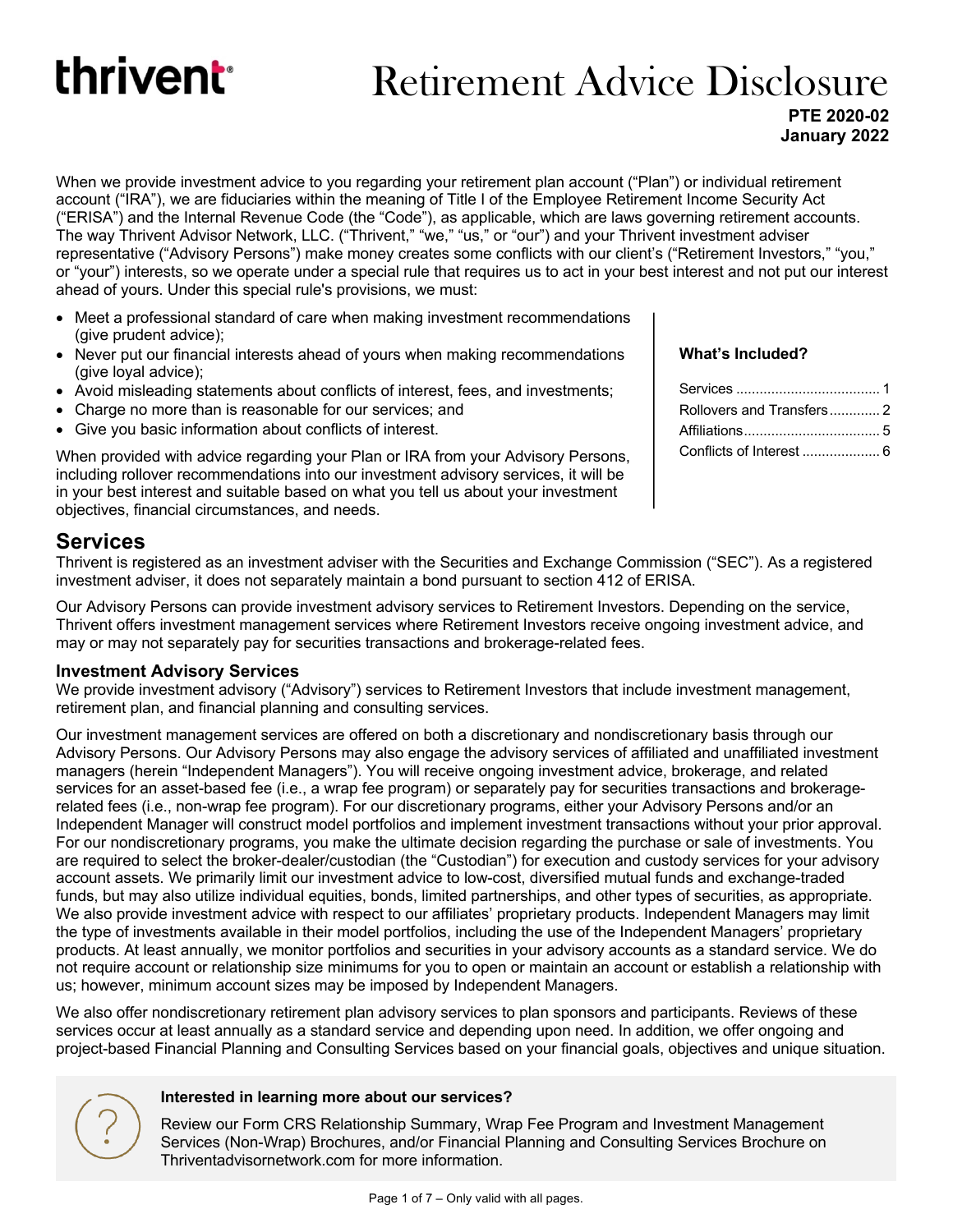thrivent

# Retirement Advice Disclosure

**PTE 2020-02**
**January 2022**

When we provide investment advice to you regarding your retirement plan account ("Plan") or individual retirement account ("IRA"), we are fiduciaries within the meaning of Title I of the Employee Retirement Income Security Act ("ERISA") and the Internal Revenue Code (the "Code"), as applicable, which are laws governing retirement accounts. The way Thrivent Advisor Network, LLC. ("Thrivent," "we," "us," or "our") and your Thrivent investment adviser representative ("Advisory Persons") make money creates some conflicts with our client's ("Retirement Investors," "you," or "your") interests, so we operate under a special rule that requires us to act in your best interest and not put our interest ahead of yours. Under this special rule's provisions, we must:

- Meet a professional standard of care when making investment recommendations (give prudent advice);
- Never put our financial interests ahead of yours when making recommendations (give loyal advice);
- Avoid misleading statements about conflicts of interest, fees, and investments;
- Charge no more than is reasonable for our services; and
- Give you basic information about conflicts of interest.

When provided with advice regarding your Plan or IRA from your Advisory Persons, including rollover recommendations into our investment advisory services, it will be in your best interest and suitable based on what you tell us about your investment objectives, financial circumstances, and needs.

**What's Included?**

| | |
|---|---|
| Services | 1 |
| Rollovers and Transfers | 2 |
| Affiliations | 5 |
| Conflicts of Interest | 6 |

## Services

Thrivent is registered as an investment adviser with the Securities and Exchange Commission ("SEC"). As a registered investment adviser, it does not separately maintain a bond pursuant to section 412 of ERISA.

Our Advisory Persons can provide investment advisory services to Retirement Investors. Depending on the service, Thrivent offers investment management services where Retirement Investors receive ongoing investment advice, and may or may not separately pay for securities transactions and brokerage-related fees.

### Investment Advisory Services

We provide investment advisory ("Advisory") services to Retirement Investors that include investment management, retirement plan, and financial planning and consulting services.

Our investment management services are offered on both a discretionary and nondiscretionary basis through our Advisory Persons. Our Advisory Persons may also engage the advisory services of affiliated and unaffiliated investment managers (herein "Independent Managers"). You will receive ongoing investment advice, brokerage, and related services for an asset-based fee (i.e., a wrap fee program) or separately pay for securities transactions and brokerage-related fees (i.e., non-wrap fee program). For our discretionary programs, either your Advisory Persons and/or an Independent Manager will construct model portfolios and implement investment transactions without your prior approval. For our nondiscretionary programs, you make the ultimate decision regarding the purchase or sale of investments. You are required to select the broker-dealer/custodian (the "Custodian") for execution and custody services for your advisory account assets. We primarily limit our investment advice to low-cost, diversified mutual funds and exchange-traded funds, but may also utilize individual equities, bonds, limited partnerships, and other types of securities, as appropriate. We also provide investment advice with respect to our affiliates' proprietary products. Independent Managers may limit the type of investments available in their model portfolios, including the use of the Independent Managers' proprietary products. At least annually, we monitor portfolios and securities in your advisory accounts as a standard service. We do not require account or relationship size minimums for you to open or maintain an account or establish a relationship with us; however, minimum account sizes may be imposed by Independent Managers.

We also offer nondiscretionary retirement plan advisory services to plan sponsors and participants. Reviews of these services occur at least annually as a standard service and depending upon need. In addition, we offer ongoing and project-based Financial Planning and Consulting Services based on your financial goals, objectives and unique situation.

**Interested in learning more about our services?**

Review our Form CRS Relationship Summary, Wrap Fee Program and Investment Management Services (Non-Wrap) Brochures, and/or Financial Planning and Consulting Services Brochure on Thriventadvisornetwork.com for more information.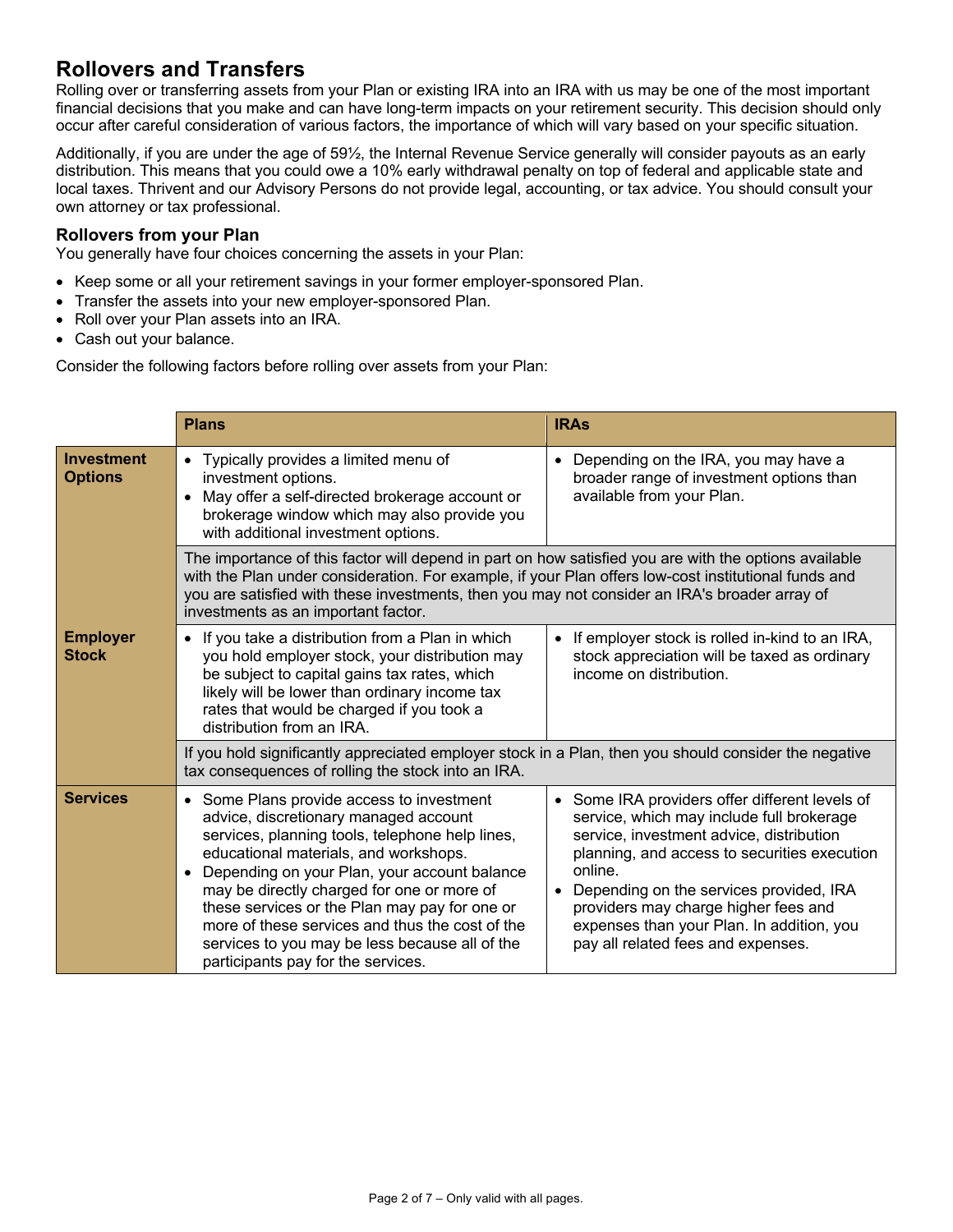## Rollovers and Transfers

Rolling over or transferring assets from your Plan or existing IRA into an IRA with us may be one of the most important financial decisions that you make and can have long-term impacts on your retirement security. This decision should only occur after careful consideration of various factors, the importance of which will vary based on your specific situation.

Additionally, if you are under the age of 59½, the Internal Revenue Service generally will consider payouts as an early distribution. This means that you could owe a 10% early withdrawal penalty on top of federal and applicable state and local taxes. Thrivent and our Advisory Persons do not provide legal, accounting, or tax advice. You should consult your own attorney or tax professional.

### Rollovers from your Plan

You generally have four choices concerning the assets in your Plan:

- Keep some or all your retirement savings in your former employer-sponsored Plan.
- Transfer the assets into your new employer-sponsored Plan.
- Roll over your Plan assets into an IRA.
- Cash out your balance.

Consider the following factors before rolling over assets from your Plan:

| | Plans | IRAs |
|---|---|---|
| **Investment Options** | • Typically provides a limited menu of investment options.<br>• May offer a self-directed brokerage account or brokerage window which may also provide you with additional investment options. | • Depending on the IRA, you may have a broader range of investment options than available from your Plan. |
| | The importance of this factor will depend in part on how satisfied you are with the options available with the Plan under consideration. For example, if your Plan offers low-cost institutional funds and you are satisfied with these investments, then you may not consider an IRA's broader array of investments as an important factor. | |
| **Employer Stock** | • If you take a distribution from a Plan in which you hold employer stock, your distribution may be subject to capital gains tax rates, which likely will be lower than ordinary income tax rates that would be charged if you took a distribution from an IRA. | • If employer stock is rolled in-kind to an IRA, stock appreciation will be taxed as ordinary income on distribution. |
| | If you hold significantly appreciated employer stock in a Plan, then you should consider the negative tax consequences of rolling the stock into an IRA. | |
| **Services** | • Some Plans provide access to investment advice, discretionary managed account services, planning tools, telephone help lines, educational materials, and workshops.<br>• Depending on your Plan, your account balance may be directly charged for one or more of these services or the Plan may pay for one or more of these services and thus the cost of the services to you may be less because all of the participants pay for the services. | • Some IRA providers offer different levels of service, which may include full brokerage service, investment advice, distribution planning, and access to securities execution online.<br>• Depending on the services provided, IRA providers may charge higher fees and expenses than your Plan. In addition, you pay all related fees and expenses. |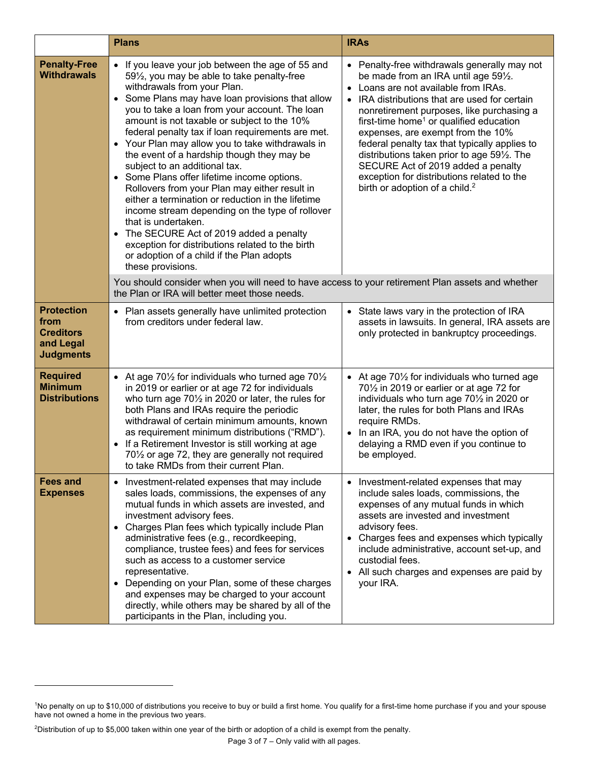| | Plans | IRAs |
|---|---|---|
| **Penalty-Free Withdrawals** | • If you leave your job between the age of 55 and 59½, you may be able to take penalty-free withdrawals from your Plan.<br>• Some Plans may have loan provisions that allow you to take a loan from your account. The loan amount is not taxable or subject to the 10% federal penalty tax if loan requirements are met.<br>• Your Plan may allow you to take withdrawals in the event of a hardship though they may be subject to an additional tax.<br>• Some Plans offer lifetime income options. Rollovers from your Plan may either result in either a termination or reduction in the lifetime income stream depending on the type of rollover that is undertaken.<br>• The SECURE Act of 2019 added a penalty exception for distributions related to the birth or adoption of a child if the Plan adopts these provisions. | • Penalty-free withdrawals generally may not be made from an IRA until age 59½.<br>• Loans are not available from IRAs.<br>• IRA distributions that are used for certain nonretirement purposes, like purchasing a first-time home[1] or qualified education expenses, are exempt from the 10% federal penalty tax that typically applies to distributions taken prior to age 59½. The SECURE Act of 2019 added a penalty exception for distributions related to the birth or adoption of a child.[2] |
| | You should consider when you will need to have access to your retirement Plan assets and whether the Plan or IRA will better meet those needs. | |
| **Protection from Creditors and Legal Judgments** | • Plan assets generally have unlimited protection from creditors under federal law. | • State laws vary in the protection of IRA assets in lawsuits. In general, IRA assets are only protected in bankruptcy proceedings. |
| **Required Minimum Distributions** | • At age 70½ for individuals who turned age 70½ in 2019 or earlier or at age 72 for individuals who turn age 70½ in 2020 or later, the rules for both Plans and IRAs require the periodic withdrawal of certain minimum amounts, known as requirement minimum distributions ("RMD").<br>• If a Retirement Investor is still working at age 70½ or age 72, they are generally not required to take RMDs from their current Plan. | • At age 70½ for individuals who turned age 70½ in 2019 or earlier or at age 72 for individuals who turn age 70½ in 2020 or later, the rules for both Plans and IRAs require RMDs.<br>• In an IRA, you do not have the option of delaying a RMD even if you continue to be employed. |
| **Fees and Expenses** | • Investment-related expenses that may include sales loads, commissions, the expenses of any mutual funds in which assets are invested, and investment advisory fees.<br>• Charges Plan fees which typically include Plan administrative fees (e.g., recordkeeping, compliance, trustee fees) and fees for services such as access to a customer service representative.<br>• Depending on your Plan, some of these charges and expenses may be charged to your account directly, while others may be shared by all of the participants in the Plan, including you. | • Investment-related expenses that may include sales loads, commissions, the expenses of any mutual funds in which assets are invested and investment advisory fees.<br>• Charges fees and expenses which typically include administrative, account set-up, and custodial fees.<br>• All such charges and expenses are paid by your IRA. |

[1] No penalty on up to $10,000 of distributions you receive to buy or build a first home. You qualify for a first-time home purchase if you and your spouse have not owned a home in the previous two years.

[2] Distribution of up to $5,000 taken within one year of the birth or adoption of a child is exempt from the penalty.

Only valid with all pages.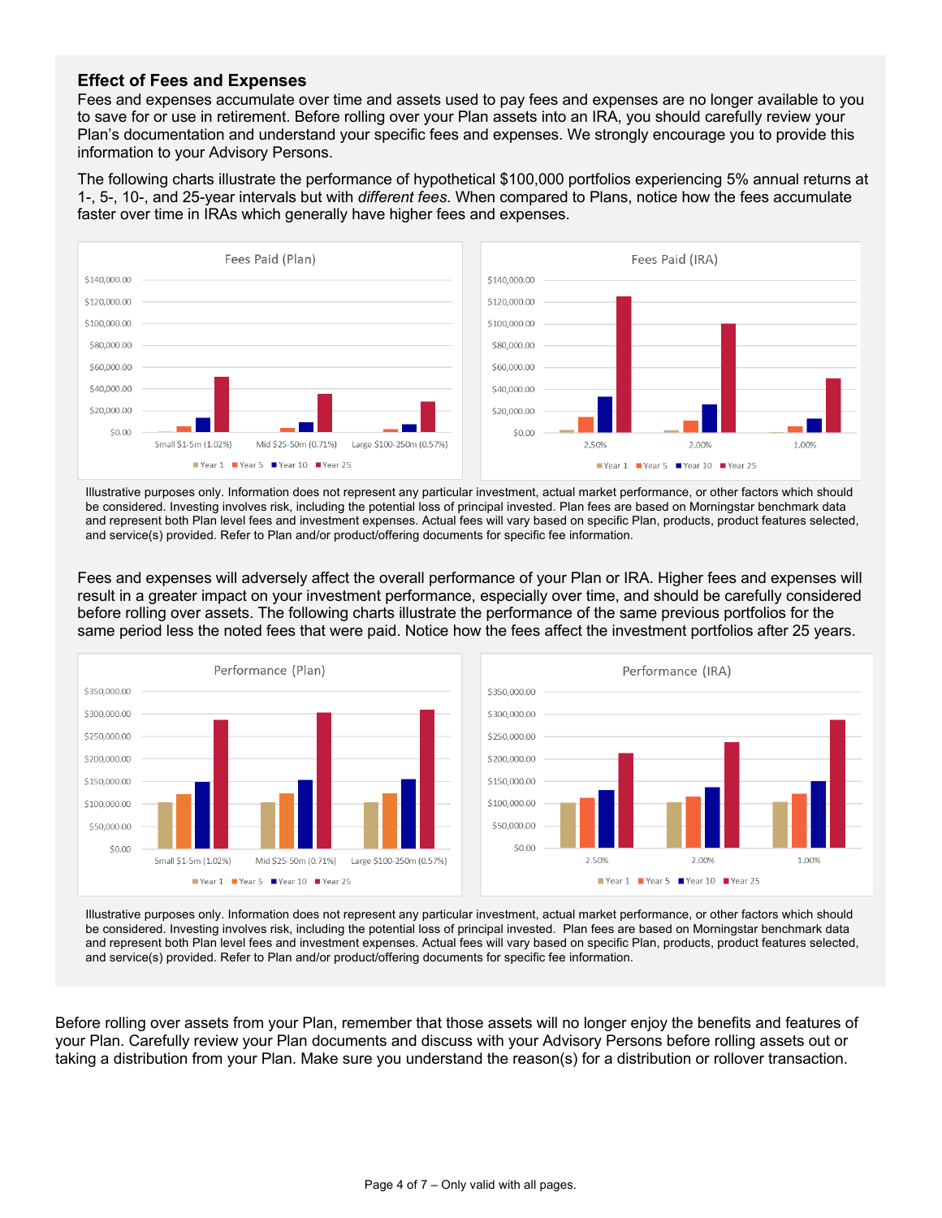### Effect of Fees and Expenses

Fees and expenses accumulate over time and assets used to pay fees and expenses are no longer available to you to save for or use in retirement. Before rolling over your Plan assets into an IRA, you should carefully review your Plan's documentation and understand your specific fees and expenses. We strongly encourage you to provide this information to your Advisory Persons.

The following charts illustrate the performance of hypothetical $100,000 portfolios experiencing 5% annual returns at 1-, 5-, 10-, and 25-year intervals but with *different fees*. When compared to Plans, notice how the fees accumulate faster over time in IRAs which generally have higher fees and expenses.

Illustrative purposes only. Information does not represent any particular investment, actual market performance, or other factors which should be considered. Investing involves risk, including the potential loss of principal invested. Plan fees are based on Morningstar benchmark data and represent both Plan level fees and investment expenses. Actual fees will vary based on specific Plan, products, product features selected, and service(s) provided. Refer to Plan and/or product/offering documents for specific fee information.

Fees and expenses will adversely affect the overall performance of your Plan or IRA. Higher fees and expenses will result in a greater impact on your investment performance, especially over time, and should be carefully considered before rolling over assets. The following charts illustrate the performance of the same previous portfolios for the same period less the noted fees that were paid. Notice how the fees affect the investment portfolios after 25 years.

Illustrative purposes only. Information does not represent any particular investment, actual market performance, or other factors which should be considered. Investing involves risk, including the potential loss of principal invested. Plan fees are based on Morningstar benchmark data and represent both Plan level fees and investment expenses. Actual fees will vary based on specific Plan, products, product features selected, and service(s) provided. Refer to Plan and/or product/offering documents for specific fee information.

Before rolling over assets from your Plan, remember that those assets will no longer enjoy the benefits and features of your Plan. Carefully review your Plan documents and discuss with your Advisory Persons before rolling assets out or taking a distribution from your Plan. Make sure you understand the reason(s) for a distribution or rollover transaction.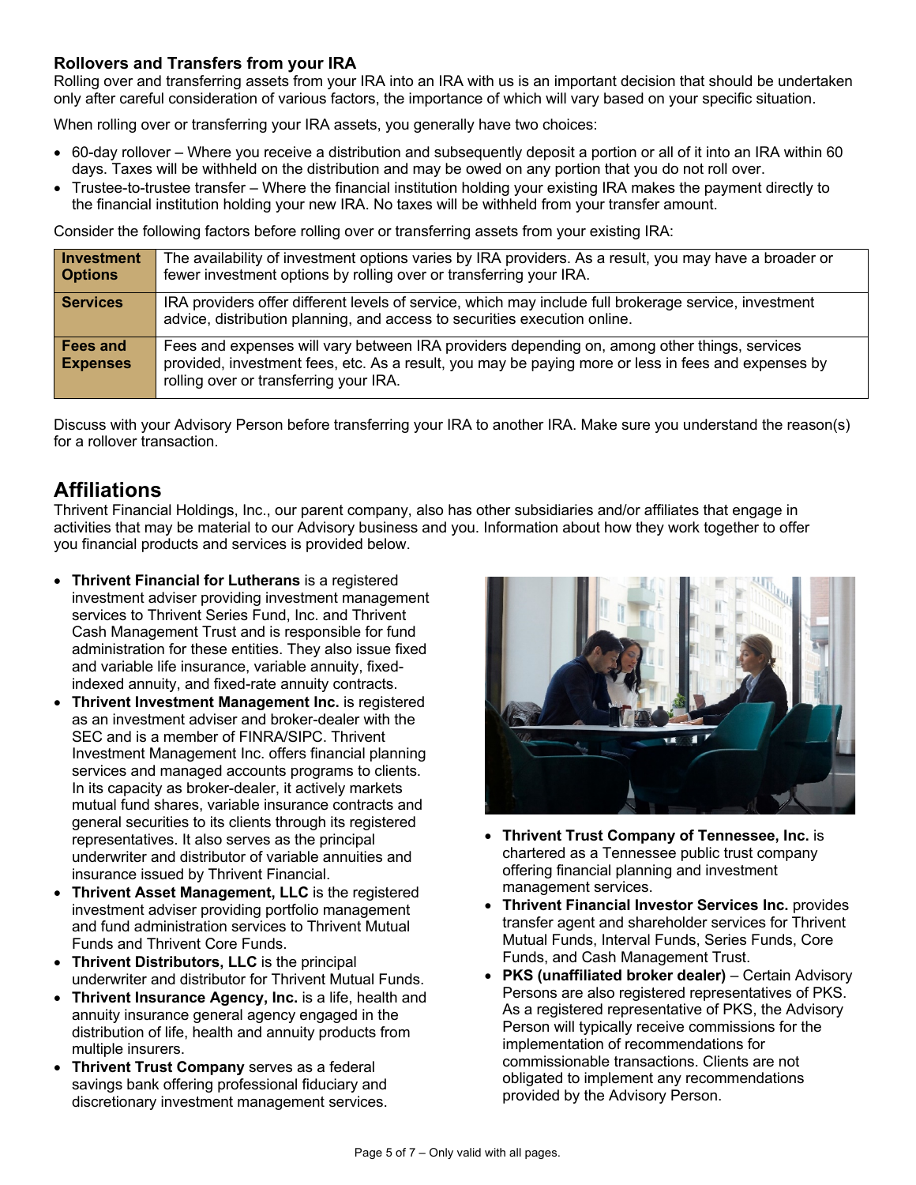### Rollovers and Transfers from your IRA

Rolling over and transferring assets from your IRA into an IRA with us is an important decision that should be undertaken only after careful consideration of various factors, the importance of which will vary based on your specific situation.

When rolling over or transferring your IRA assets, you generally have two choices:

- 60-day rollover – Where you receive a distribution and subsequently deposit a portion or all of it into an IRA within 60 days. Taxes will be withheld on the distribution and may be owed on any portion that you do not roll over.
- Trustee-to-trustee transfer – Where the financial institution holding your existing IRA makes the payment directly to the financial institution holding your new IRA. No taxes will be withheld from your transfer amount.

Consider the following factors before rolling over or transferring assets from your existing IRA:

| | |
|---|---|
| **Investment Options** | The availability of investment options varies by IRA providers. As a result, you may have a broader or fewer investment options by rolling over or transferring your IRA. |
| **Services** | IRA providers offer different levels of service, which may include full brokerage service, investment advice, distribution planning, and access to securities execution online. |
| **Fees and Expenses** | Fees and expenses will vary between IRA providers depending on, among other things, services provided, investment fees, etc. As a result, you may be paying more or less in fees and expenses by rolling over or transferring your IRA. |

Discuss with your Advisory Person before transferring your IRA to another IRA. Make sure you understand the reason(s) for a rollover transaction.

## Affiliations

Thrivent Financial Holdings, Inc., our parent company, also has other subsidiaries and/or affiliates that engage in activities that may be material to our Advisory business and you. Information about how they work together to offer you financial products and services is provided below.

- **Thrivent Financial for Lutherans** is a registered investment adviser providing investment management services to Thrivent Series Fund, Inc. and Thrivent Cash Management Trust and is responsible for fund administration for these entities. They also issue fixed and variable life insurance, variable annuity, fixed-indexed annuity, and fixed-rate annuity contracts.
- **Thrivent Investment Management Inc.** is registered as an investment adviser and broker-dealer with the SEC and is a member of FINRA/SIPC. Thrivent Investment Management Inc. offers financial planning services and managed accounts programs to clients. In its capacity as broker-dealer, it actively markets mutual fund shares, variable insurance contracts and general securities to its clients through its registered representatives. It also serves as the principal underwriter and distributor of variable annuities and insurance issued by Thrivent Financial.
- **Thrivent Asset Management, LLC** is the registered investment adviser providing portfolio management and fund administration services to Thrivent Mutual Funds and Thrivent Core Funds.
- **Thrivent Distributors, LLC** is the principal underwriter and distributor for Thrivent Mutual Funds.
- **Thrivent Insurance Agency, Inc.** is a life, health and annuity insurance general agency engaged in the distribution of life, health and annuity products from multiple insurers.
- **Thrivent Trust Company** serves as a federal savings bank offering professional fiduciary and discretionary investment management services.
- **Thrivent Trust Company of Tennessee, Inc.** is chartered as a Tennessee public trust company offering financial planning and investment management services.
- **Thrivent Financial Investor Services Inc.** provides transfer agent and shareholder services for Thrivent Mutual Funds, Interval Funds, Series Funds, Core Funds, and Cash Management Trust.
- **PKS (unaffiliated broker dealer)** – Certain Advisory Persons are also registered representatives of PKS. As a registered representative of PKS, the Advisory Person will typically receive commissions for the implementation of recommendations for commissionable transactions. Clients are not obligated to implement any recommendations provided by the Advisory Person.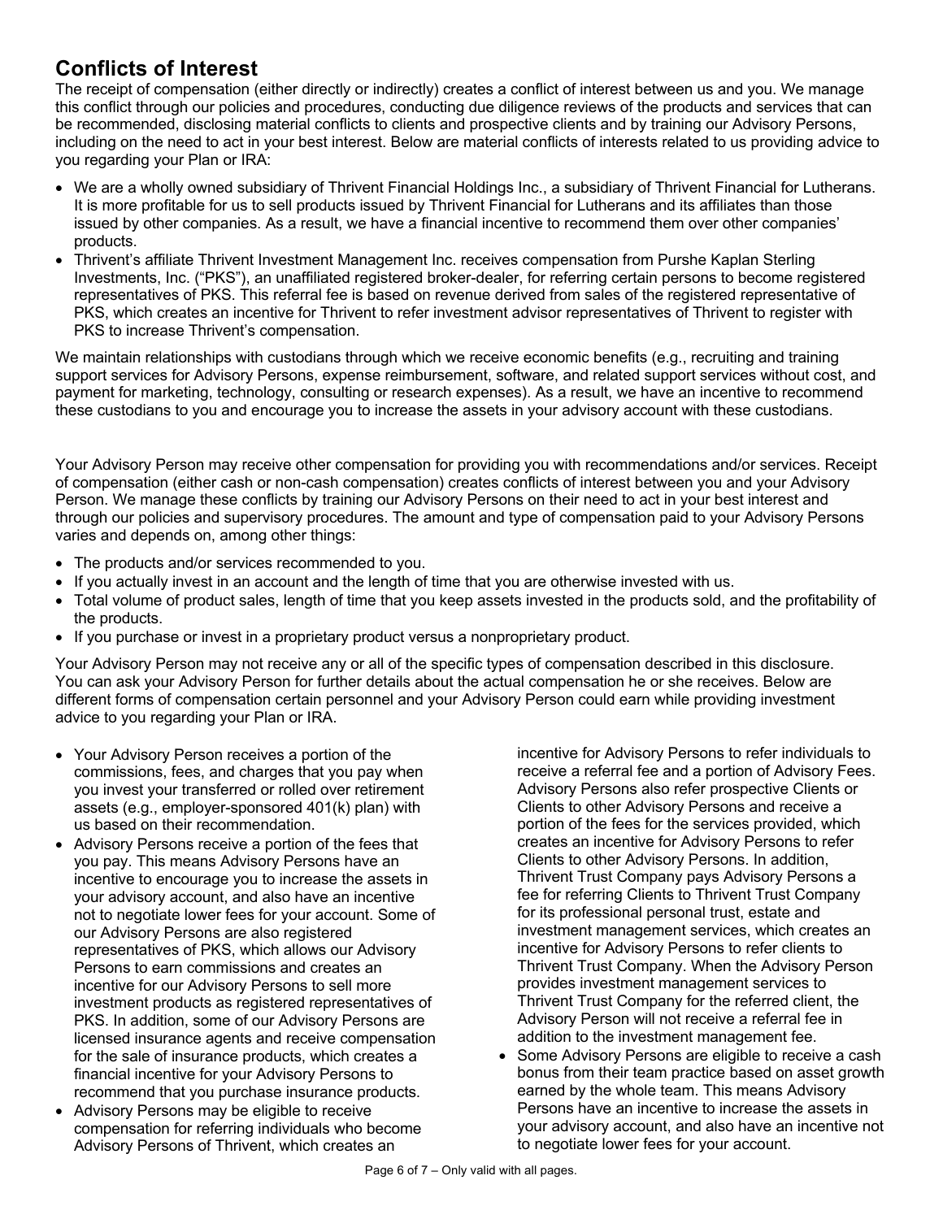## Conflicts of Interest

The receipt of compensation (either directly or indirectly) creates a conflict of interest between us and you. We manage this conflict through our policies and procedures, conducting due diligence reviews of the products and services that can be recommended, disclosing material conflicts to clients and prospective clients and by training our Advisory Persons, including on the need to act in your best interest. Below are material conflicts of interests related to us providing advice to you regarding your Plan or IRA:

- We are a wholly owned subsidiary of Thrivent Financial Holdings Inc., a subsidiary of Thrivent Financial for Lutherans. It is more profitable for us to sell products issued by Thrivent Financial for Lutherans and its affiliates than those issued by other companies. As a result, we have a financial incentive to recommend them over other companies' products.
- Thrivent's affiliate Thrivent Investment Management Inc. receives compensation from Purshe Kaplan Sterling Investments, Inc. ("PKS"), an unaffiliated registered broker-dealer, for referring certain persons to become registered representatives of PKS. This referral fee is based on revenue derived from sales of the registered representative of PKS, which creates an incentive for Thrivent to refer investment advisor representatives of Thrivent to register with PKS to increase Thrivent's compensation.

We maintain relationships with custodians through which we receive economic benefits (e.g., recruiting and training support services for Advisory Persons, expense reimbursement, software, and related support services without cost, and payment for marketing, technology, consulting or research expenses). As a result, we have an incentive to recommend these custodians to you and encourage you to increase the assets in your advisory account with these custodians.

Your Advisory Person may receive other compensation for providing you with recommendations and/or services. Receipt of compensation (either cash or non-cash compensation) creates conflicts of interest between you and your Advisory Person. We manage these conflicts by training our Advisory Persons on their need to act in your best interest and through our policies and supervisory procedures. The amount and type of compensation paid to your Advisory Persons varies and depends on, among other things:

- The products and/or services recommended to you.
- If you actually invest in an account and the length of time that you are otherwise invested with us.
- Total volume of product sales, length of time that you keep assets invested in the products sold, and the profitability of the products.
- If you purchase or invest in a proprietary product versus a nonproprietary product.

Your Advisory Person may not receive any or all of the specific types of compensation described in this disclosure. You can ask your Advisory Person for further details about the actual compensation he or she receives. Below are different forms of compensation certain personnel and your Advisory Person could earn while providing investment advice to you regarding your Plan or IRA.

- Your Advisory Person receives a portion of the commissions, fees, and charges that you pay when you invest your transferred or rolled over retirement assets (e.g., employer-sponsored 401(k) plan) with us based on their recommendation.
- Advisory Persons receive a portion of the fees that you pay. This means Advisory Persons have an incentive to encourage you to increase the assets in your advisory account, and also have an incentive not to negotiate lower fees for your account. Some of our Advisory Persons are also registered representatives of PKS, which allows our Advisory Persons to earn commissions and creates an incentive for our Advisory Persons to sell more investment products as registered representatives of PKS. In addition, some of our Advisory Persons are licensed insurance agents and receive compensation for the sale of insurance products, which creates a financial incentive for your Advisory Persons to recommend that you purchase insurance products.
- Advisory Persons may be eligible to receive compensation for referring individuals who become Advisory Persons of Thrivent, which creates an incentive for Advisory Persons to refer individuals to receive a referral fee and a portion of Advisory Fees. Advisory Persons also refer prospective Clients or Clients to other Advisory Persons and receive a portion of the fees for the services provided, which creates an incentive for Advisory Persons to refer Clients to other Advisory Persons. In addition, Thrivent Trust Company pays Advisory Persons a fee for referring Clients to Thrivent Trust Company for its professional personal trust, estate and investment management services, which creates an incentive for Advisory Persons to refer clients to Thrivent Trust Company. When the Advisory Person provides investment management services to Thrivent Trust Company for the referred client, the Advisory Person will not receive a referral fee in addition to the investment management fee.
- Some Advisory Persons are eligible to receive a cash bonus from their team practice based on asset growth earned by the whole team. This means Advisory Persons have an incentive to increase the assets in your advisory account, and also have an incentive not to negotiate lower fees for your account.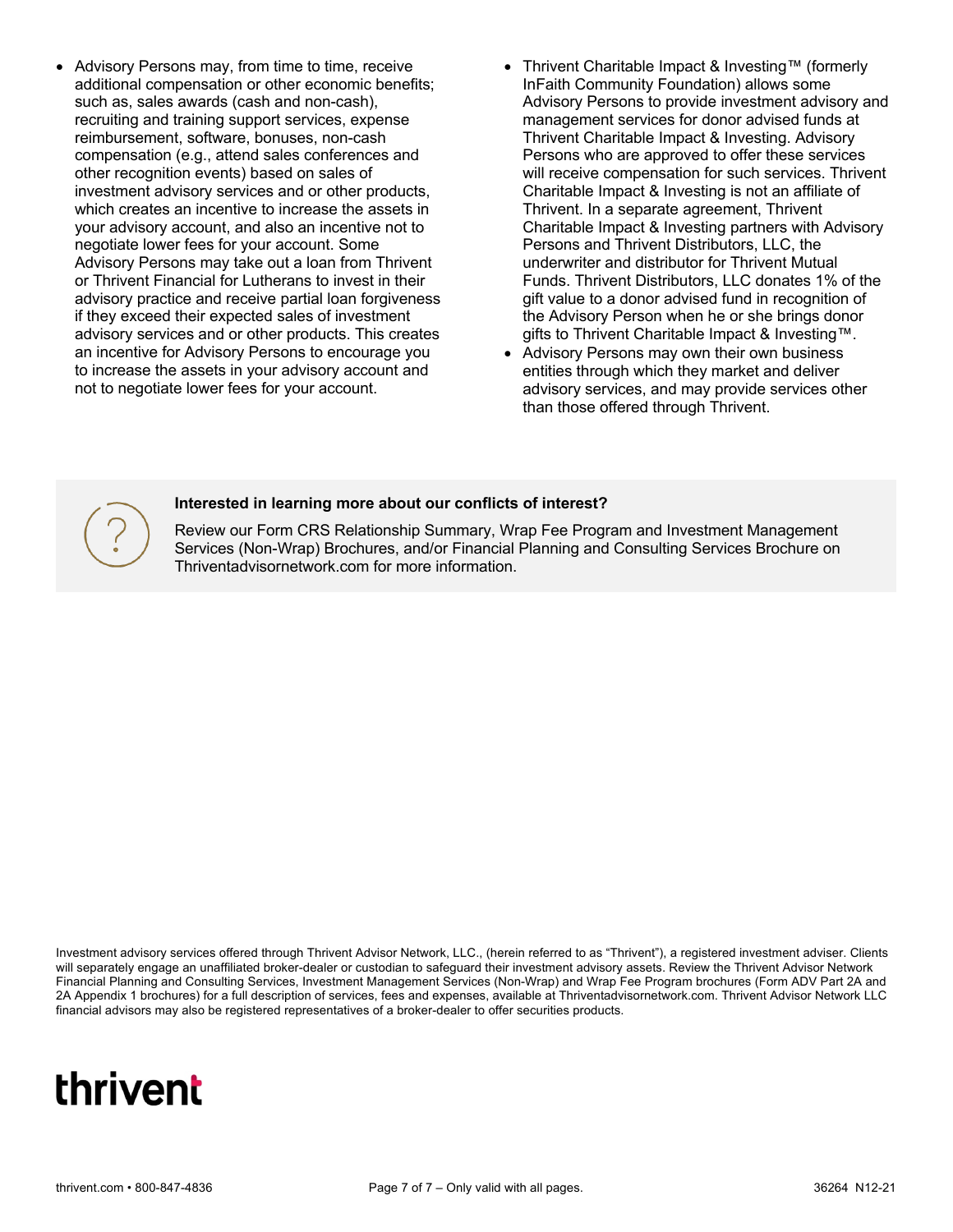- Advisory Persons may, from time to time, receive additional compensation or other economic benefits; such as, sales awards (cash and non-cash), recruiting and training support services, expense reimbursement, software, bonuses, non-cash compensation (e.g., attend sales conferences and other recognition events) based on sales of investment advisory services and or other products, which creates an incentive to increase the assets in your advisory account, and also an incentive not to negotiate lower fees for your account. Some Advisory Persons may take out a loan from Thrivent or Thrivent Financial for Lutherans to invest in their advisory practice and receive partial loan forgiveness if they exceed their expected sales of investment advisory services and or other products. This creates an incentive for Advisory Persons to encourage you to increase the assets in your advisory account and not to negotiate lower fees for your account.
- Thrivent Charitable Impact & Investing™ (formerly InFaith Community Foundation) allows some Advisory Persons to provide investment advisory and management services for donor advised funds at Thrivent Charitable Impact & Investing. Advisory Persons who are approved to offer these services will receive compensation for such services. Thrivent Charitable Impact & Investing is not an affiliate of Thrivent. In a separate agreement, Thrivent Charitable Impact & Investing partners with Advisory Persons and Thrivent Distributors, LLC, the underwriter and distributor for Thrivent Mutual Funds. Thrivent Distributors, LLC donates 1% of the gift value to a donor advised fund in recognition of the Advisory Person when he or she brings donor gifts to Thrivent Charitable Impact & Investing™.
- Advisory Persons may own their own business entities through which they market and deliver advisory services, and may provide services other than those offered through Thrivent.

**Interested in learning more about our conflicts of interest?**

Review our Form CRS Relationship Summary, Wrap Fee Program and Investment Management Services (Non-Wrap) Brochures, and/or Financial Planning and Consulting Services Brochure on Thriventadvisornetwork.com for more information.

Investment advisory services offered through Thrivent Advisor Network, LLC., (herein referred to as "Thrivent"), a registered investment adviser. Clients will separately engage an unaffiliated broker-dealer or custodian to safeguard their investment advisory assets. Review the Thrivent Advisor Network Financial Planning and Consulting Services, Investment Management Services (Non-Wrap) and Wrap Fee Program brochures (Form ADV Part 2A and 2A Appendix 1 brochures) for a full description of services, fees and expenses, available at Thriventadvisornetwork.com. Thrivent Advisor Network LLC financial advisors may also be registered representatives of a broker-dealer to offer securities products.

thrivent

thrivent.com • 800-847-4836

Page 7 of 7 – Only valid with all pages.

36264 N12-21